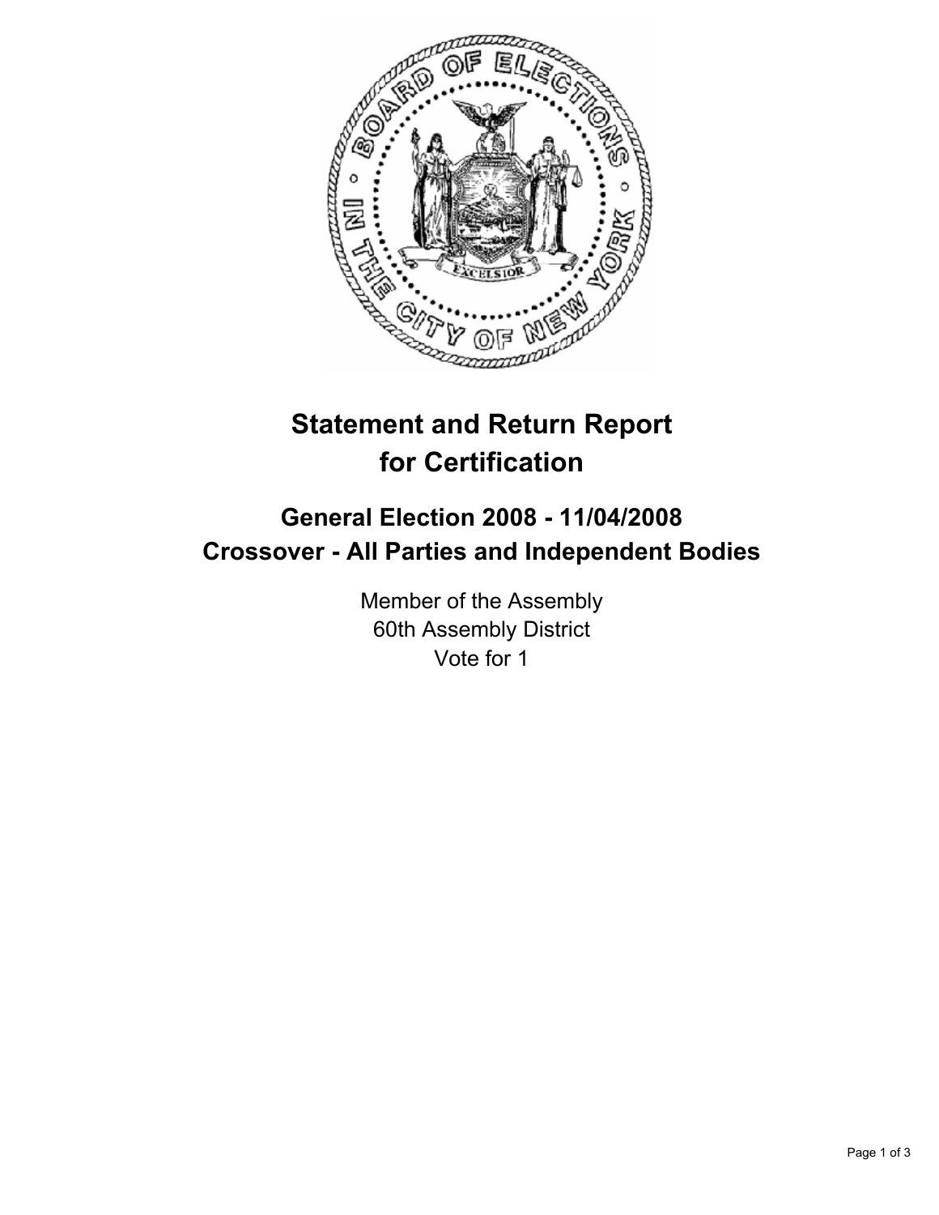# Statement and Return Report for Certification

## General Election 2008 - 11/04/2008
## Crossover - All Parties and Independent Bodies

Member of the Assembly
60th Assembly District
Vote for 1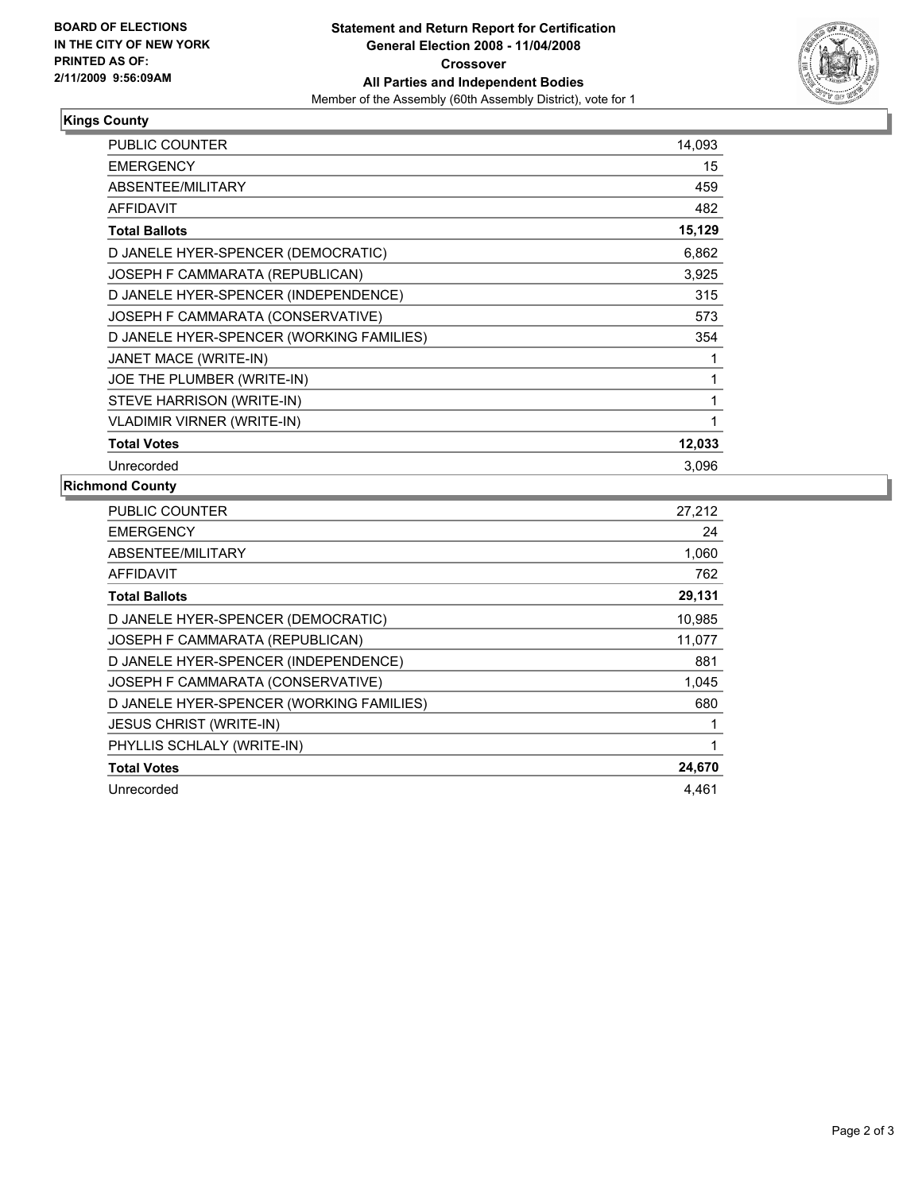**BOARD OF ELECTIONS IN THE CITY OF NEW YORK PRINTED AS OF: 2/11/2009 9:56:09AM**

# Statement and Return Report for Certification
## General Election 2008 - 11/04/2008
### Crossover
### All Parties and Independent Bodies

Member of the Assembly (60th Assembly District), vote for 1

## Kings County

| | |
|---|---|
| PUBLIC COUNTER | 14,093 |
| EMERGENCY | 15 |
| ABSENTEE/MILITARY | 459 |
| AFFIDAVIT | 482 |
| **Total Ballots** | **15,129** |
| D JANELE HYER-SPENCER (DEMOCRATIC) | 6,862 |
| JOSEPH F CAMMARATA (REPUBLICAN) | 3,925 |
| D JANELE HYER-SPENCER (INDEPENDENCE) | 315 |
| JOSEPH F CAMMARATA (CONSERVATIVE) | 573 |
| D JANELE HYER-SPENCER (WORKING FAMILIES) | 354 |
| JANET MACE (WRITE-IN) | 1 |
| JOE THE PLUMBER (WRITE-IN) | 1 |
| STEVE HARRISON (WRITE-IN) | 1 |
| VLADIMIR VIRNER (WRITE-IN) | 1 |
| **Total Votes** | **12,033** |
| Unrecorded | 3,096 |

## Richmond County

| | |
|---|---|
| PUBLIC COUNTER | 27,212 |
| EMERGENCY | 24 |
| ABSENTEE/MILITARY | 1,060 |
| AFFIDAVIT | 762 |
| **Total Ballots** | **29,131** |
| D JANELE HYER-SPENCER (DEMOCRATIC) | 10,985 |
| JOSEPH F CAMMARATA (REPUBLICAN) | 11,077 |
| D JANELE HYER-SPENCER (INDEPENDENCE) | 881 |
| JOSEPH F CAMMARATA (CONSERVATIVE) | 1,045 |
| D JANELE HYER-SPENCER (WORKING FAMILIES) | 680 |
| JESUS CHRIST (WRITE-IN) | 1 |
| PHYLLIS SCHLALY (WRITE-IN) | 1 |
| **Total Votes** | **24,670** |
| Unrecorded | 4,461 |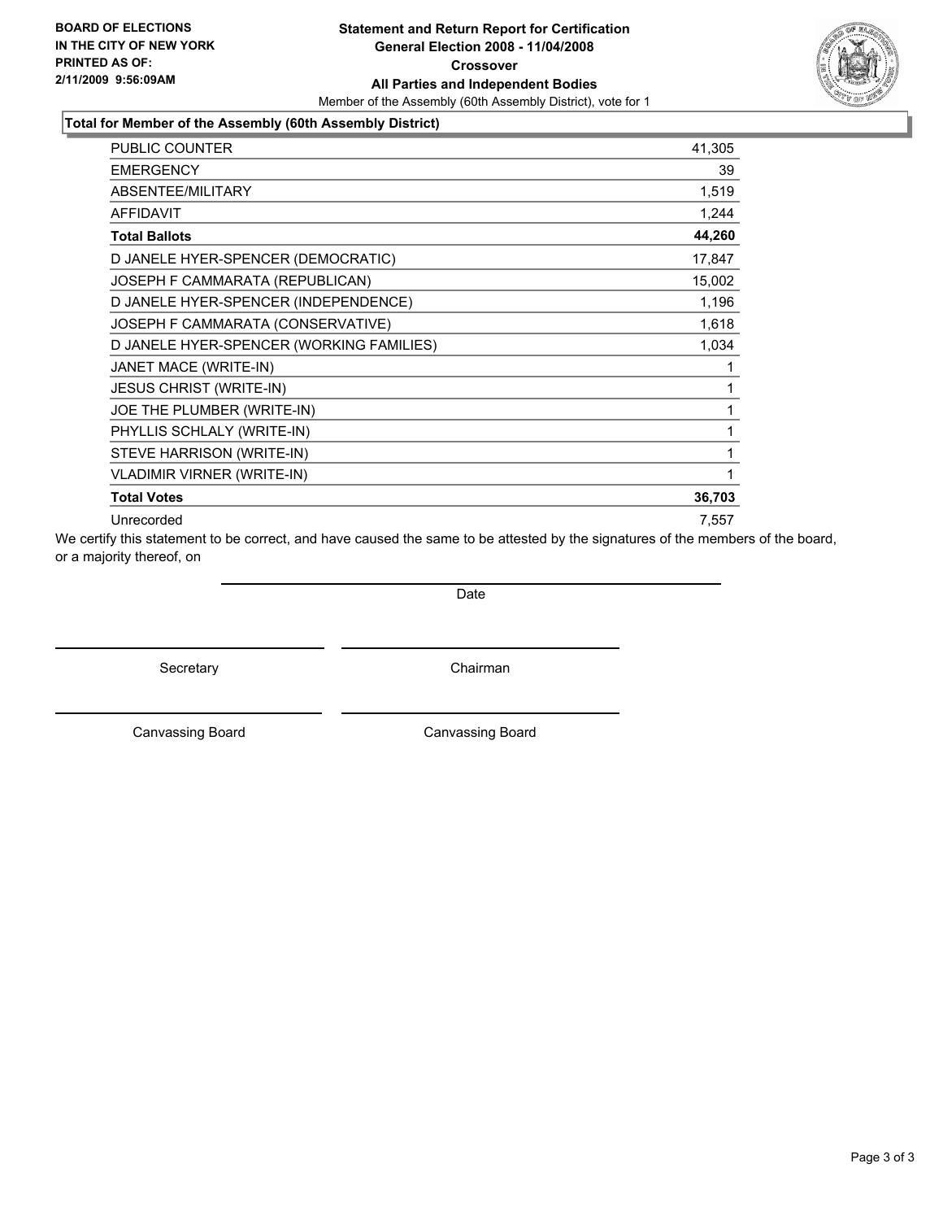**BOARD OF ELECTIONS IN THE CITY OF NEW YORK PRINTED AS OF: 2/11/2009 9:56:09AM**

**Statement and Return Report for Certification General Election 2008 - 11/04/2008 Crossover All Parties and Independent Bodies**

Member of the Assembly (60th Assembly District), vote for 1

**Total for Member of the Assembly (60th Assembly District)**

| | |
|---|---|
| PUBLIC COUNTER | 41,305 |
| EMERGENCY | 39 |
| ABSENTEE/MILITARY | 1,519 |
| AFFIDAVIT | 1,244 |
| **Total Ballots** | **44,260** |
| D JANELE HYER-SPENCER (DEMOCRATIC) | 17,847 |
| JOSEPH F CAMMARATA (REPUBLICAN) | 15,002 |
| D JANELE HYER-SPENCER (INDEPENDENCE) | 1,196 |
| JOSEPH F CAMMARATA (CONSERVATIVE) | 1,618 |
| D JANELE HYER-SPENCER (WORKING FAMILIES) | 1,034 |
| JANET MACE (WRITE-IN) | 1 |
| JESUS CHRIST (WRITE-IN) | 1 |
| JOE THE PLUMBER (WRITE-IN) | 1 |
| PHYLLIS SCHLALY (WRITE-IN) | 1 |
| STEVE HARRISON (WRITE-IN) | 1 |
| VLADIMIR VIRNER (WRITE-IN) | 1 |
| **Total Votes** | **36,703** |
| Unrecorded | 7,557 |

We certify this statement to be correct, and have caused the same to be attested by the signatures of the members of the board, or a majority thereof, on

Date

Secretary

Chairman

Canvassing Board

Canvassing Board